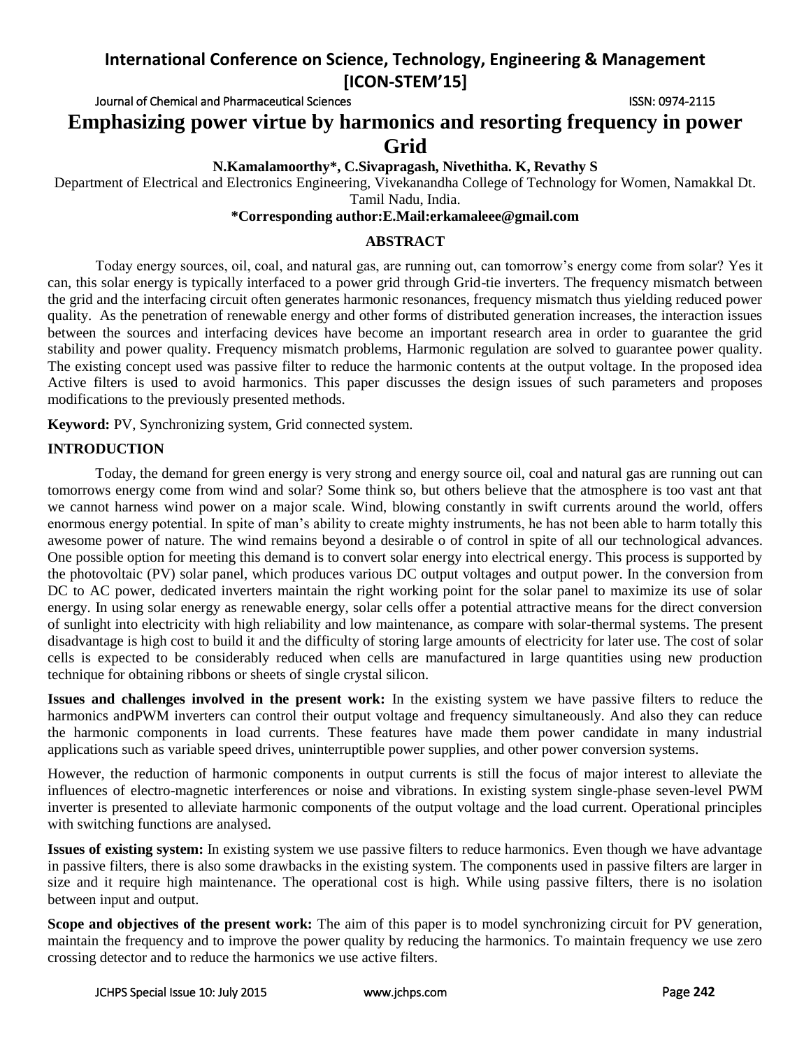# Emphasizing power virtue by harmonics and resorting frequency in power Grid

**N.Kamalamoorthy\*, C.Sivapragash, Nivethitha. K, Revathy S**

Department of Electrical and Electronics Engineering, Vivekanandha College of Technology for Women, Namakkal Dt. Tamil Nadu, India.

**\*Corresponding author:E.Mail:erkamaleee@gmail.com**

## ABSTRACT

Today energy sources, oil, coal, and natural gas, are running out, can tomorrow's energy come from solar? Yes it can, this solar energy is typically interfaced to a power grid through Grid-tie inverters. The frequency mismatch between the grid and the interfacing circuit often generates harmonic resonances, frequency mismatch thus yielding reduced power quality. As the penetration of renewable energy and other forms of distributed generation increases, the interaction issues between the sources and interfacing devices have become an important research area in order to guarantee the grid stability and power quality. Frequency mismatch problems, Harmonic regulation are solved to guarantee power quality. The existing concept used was passive filter to reduce the harmonic contents at the output voltage. In the proposed idea Active filters is used to avoid harmonics. This paper discusses the design issues of such parameters and proposes modifications to the previously presented methods.

**Keyword:** PV, Synchronizing system, Grid connected system.

## INTRODUCTION

Today, the demand for green energy is very strong and energy source oil, coal and natural gas are running out can tomorrows energy come from wind and solar? Some think so, but others believe that the atmosphere is too vast ant that we cannot harness wind power on a major scale. Wind, blowing constantly in swift currents around the world, offers enormous energy potential. In spite of man's ability to create mighty instruments, he has not been able to harm totally this awesome power of nature. The wind remains beyond a desirable o of control in spite of all our technological advances. One possible option for meeting this demand is to convert solar energy into electrical energy. This process is supported by the photovoltaic (PV) solar panel, which produces various DC output voltages and output power. In the conversion from DC to AC power, dedicated inverters maintain the right working point for the solar panel to maximize its use of solar energy. In using solar energy as renewable energy, solar cells offer a potential attractive means for the direct conversion of sunlight into electricity with high reliability and low maintenance, as compare with solar-thermal systems. The present disadvantage is high cost to build it and the difficulty of storing large amounts of electricity for later use. The cost of solar cells is expected to be considerably reduced when cells are manufactured in large quantities using new production technique for obtaining ribbons or sheets of single crystal silicon.

**Issues and challenges involved in the present work:** In the existing system we have passive filters to reduce the harmonics andPWM inverters can control their output voltage and frequency simultaneously. And also they can reduce the harmonic components in load currents. These features have made them power candidate in many industrial applications such as variable speed drives, uninterruptible power supplies, and other power conversion systems.

However, the reduction of harmonic components in output currents is still the focus of major interest to alleviate the influences of electro-magnetic interferences or noise and vibrations. In existing system single-phase seven-level PWM inverter is presented to alleviate harmonic components of the output voltage and the load current. Operational principles with switching functions are analysed.

**Issues of existing system:** In existing system we use passive filters to reduce harmonics. Even though we have advantage in passive filters, there is also some drawbacks in the existing system. The components used in passive filters are larger in size and it require high maintenance. The operational cost is high. While using passive filters, there is no isolation between input and output.

**Scope and objectives of the present work:** The aim of this paper is to model synchronizing circuit for PV generation, maintain the frequency and to improve the power quality by reducing the harmonics. To maintain frequency we use zero crossing detector and to reduce the harmonics we use active filters.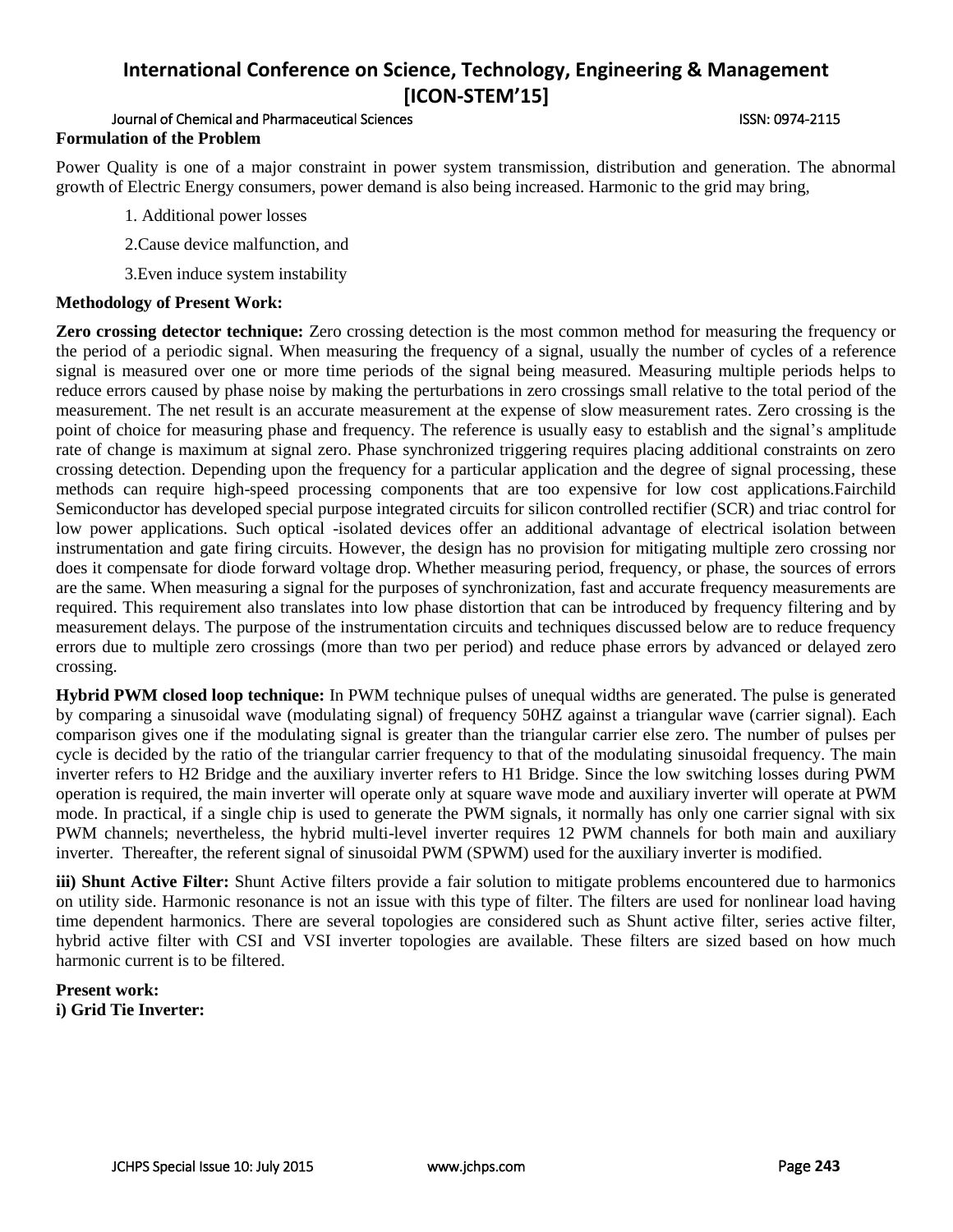**Formulation of the Problem**

Power Quality is one of a major constraint in power system transmission, distribution and generation. The abnormal growth of Electric Energy consumers, power demand is also being increased. Harmonic to the grid may bring,

1. Additional power losses
2. Cause device malfunction, and
3. Even induce system instability

**Methodology of Present Work:**

**Zero crossing detector technique:** Zero crossing detection is the most common method for measuring the frequency or the period of a periodic signal. When measuring the frequency of a signal, usually the number of cycles of a reference signal is measured over one or more time periods of the signal being measured. Measuring multiple periods helps to reduce errors caused by phase noise by making the perturbations in zero crossings small relative to the total period of the measurement. The net result is an accurate measurement at the expense of slow measurement rates. Zero crossing is the point of choice for measuring phase and frequency. The reference is usually easy to establish and the signal's amplitude rate of change is maximum at signal zero. Phase synchronized triggering requires placing additional constraints on zero crossing detection. Depending upon the frequency for a particular application and the degree of signal processing, these methods can require high-speed processing components that are too expensive for low cost applications.Fairchild Semiconductor has developed special purpose integrated circuits for silicon controlled rectifier (SCR) and triac control for low power applications. Such optical -isolated devices offer an additional advantage of electrical isolation between instrumentation and gate firing circuits. However, the design has no provision for mitigating multiple zero crossing nor does it compensate for diode forward voltage drop. Whether measuring period, frequency, or phase, the sources of errors are the same. When measuring a signal for the purposes of synchronization, fast and accurate frequency measurements are required. This requirement also translates into low phase distortion that can be introduced by frequency filtering and by measurement delays. The purpose of the instrumentation circuits and techniques discussed below are to reduce frequency errors due to multiple zero crossings (more than two per period) and reduce phase errors by advanced or delayed zero crossing.

**Hybrid PWM closed loop technique:** In PWM technique pulses of unequal widths are generated. The pulse is generated by comparing a sinusoidal wave (modulating signal) of frequency 50HZ against a triangular wave (carrier signal). Each comparison gives one if the modulating signal is greater than the triangular carrier else zero. The number of pulses per cycle is decided by the ratio of the triangular carrier frequency to that of the modulating sinusoidal frequency. The main inverter refers to H2 Bridge and the auxiliary inverter refers to H1 Bridge. Since the low switching losses during PWM operation is required, the main inverter will operate only at square wave mode and auxiliary inverter will operate at PWM mode. In practical, if a single chip is used to generate the PWM signals, it normally has only one carrier signal with six PWM channels; nevertheless, the hybrid multi-level inverter requires 12 PWM channels for both main and auxiliary inverter. Thereafter, the referent signal of sinusoidal PWM (SPWM) used for the auxiliary inverter is modified.

**iii) Shunt Active Filter:** Shunt Active filters provide a fair solution to mitigate problems encountered due to harmonics on utility side. Harmonic resonance is not an issue with this type of filter. The filters are used for nonlinear load having time dependent harmonics. There are several topologies are considered such as Shunt active filter, series active filter, hybrid active filter with CSI and VSI inverter topologies are available. These filters are sized based on how much harmonic current is to be filtered.

**Present work:**

**i) Grid Tie Inverter:**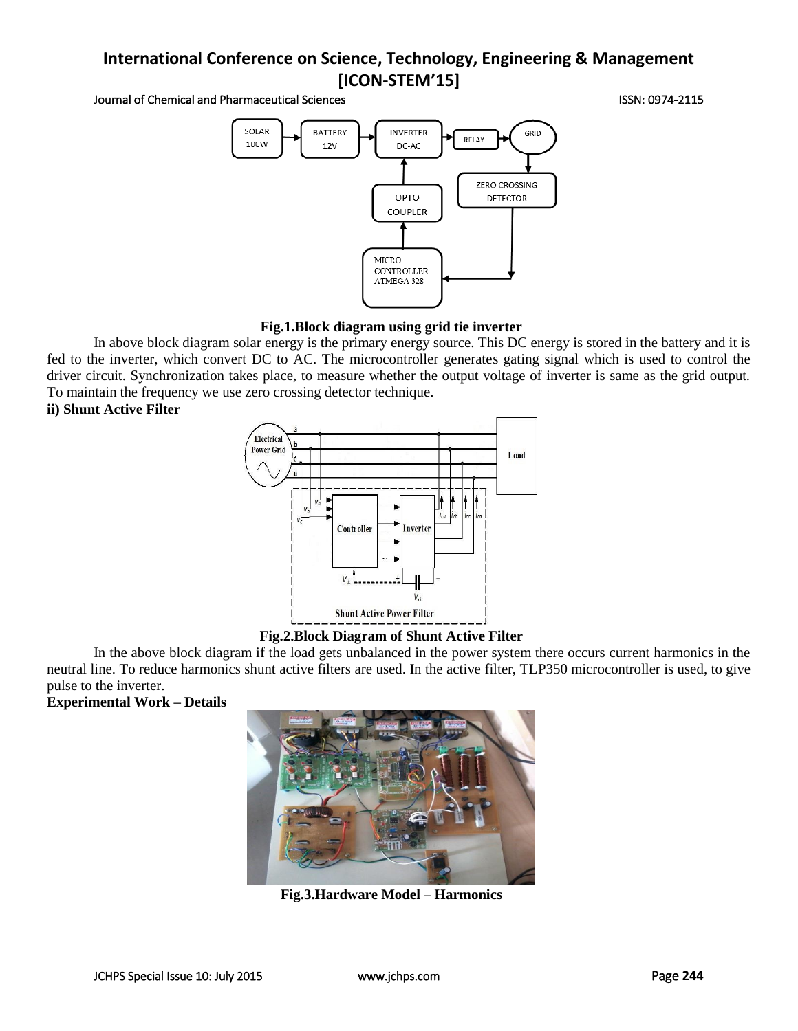Fig.1.Block diagram using grid tie inverter

In above block diagram solar energy is the primary energy source. This DC energy is stored in the battery and it is fed to the inverter, which convert DC to AC. The microcontroller generates gating signal which is used to control the driver circuit. Synchronization takes place, to measure whether the output voltage of inverter is same as the grid output. To maintain the frequency we use zero crossing detector technique.

**ii) Shunt Active Filter**

Fig.2.Block Diagram of Shunt Active Filter

In the above block diagram if the load gets unbalanced in the power system there occurs current harmonics in the neutral line. To reduce harmonics shunt active filters are used. In the active filter, TLP350 microcontroller is used, to give pulse to the inverter.

**Experimental Work – Details**

Fig.3.Hardware Model – Harmonics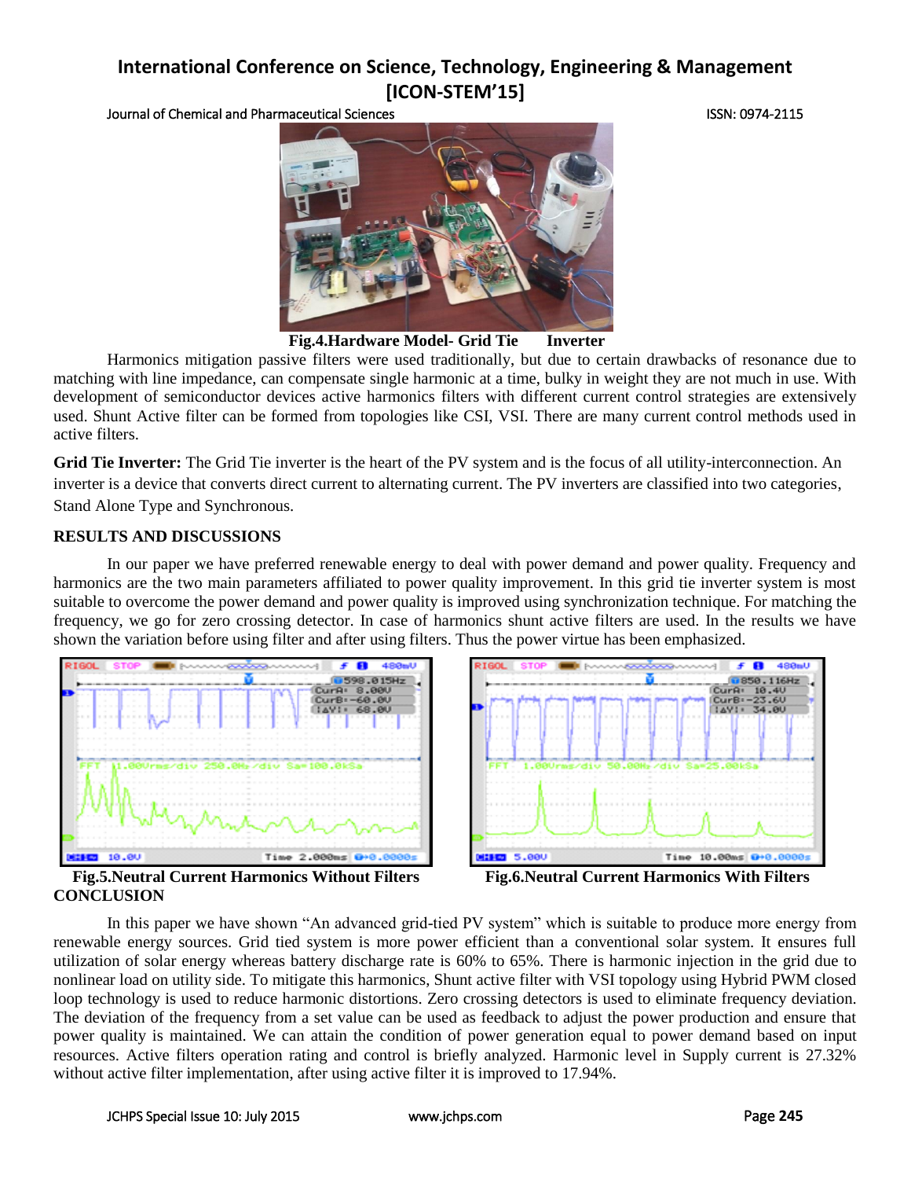**Fig.4.Hardware Model- Grid Tie Inverter**

Harmonics mitigation passive filters were used traditionally, but due to certain drawbacks of resonance due to matching with line impedance, can compensate single harmonic at a time, bulky in weight they are not much in use. With development of semiconductor devices active harmonics filters with different current control strategies are extensively used. Shunt Active filter can be formed from topologies like CSI, VSI. There are many current control methods used in active filters.

**Grid Tie Inverter:** The Grid Tie inverter is the heart of the PV system and is the focus of all utility-interconnection. An inverter is a device that converts direct current to alternating current. The PV inverters are classified into two categories, Stand Alone Type and Synchronous.

## RESULTS AND DISCUSSIONS

In our paper we have preferred renewable energy to deal with power demand and power quality. Frequency and harmonics are the two main parameters affiliated to power quality improvement. In this grid tie inverter system is most suitable to overcome the power demand and power quality is improved using synchronization technique. For matching the frequency, we go for zero crossing detector. In case of harmonics shunt active filters are used. In the results we have shown the variation before using filter and after using filters. Thus the power virtue has been emphasized.

**Fig.5.Neutral Current Harmonics Without Filters**

**Fig.6.Neutral Current Harmonics With Filters**

## CONCLUSION

In this paper we have shown "An advanced grid-tied PV system" which is suitable to produce more energy from renewable energy sources. Grid tied system is more power efficient than a conventional solar system. It ensures full utilization of solar energy whereas battery discharge rate is 60% to 65%. There is harmonic injection in the grid due to nonlinear load on utility side. To mitigate this harmonics, Shunt active filter with VSI topology using Hybrid PWM closed loop technology is used to reduce harmonic distortions. Zero crossing detectors is used to eliminate frequency deviation. The deviation of the frequency from a set value can be used as feedback to adjust the power production and ensure that power quality is maintained. We can attain the condition of power generation equal to power demand based on input resources. Active filters operation rating and control is briefly analyzed. Harmonic level in Supply current is 27.32% without active filter implementation, after using active filter it is improved to 17.94%.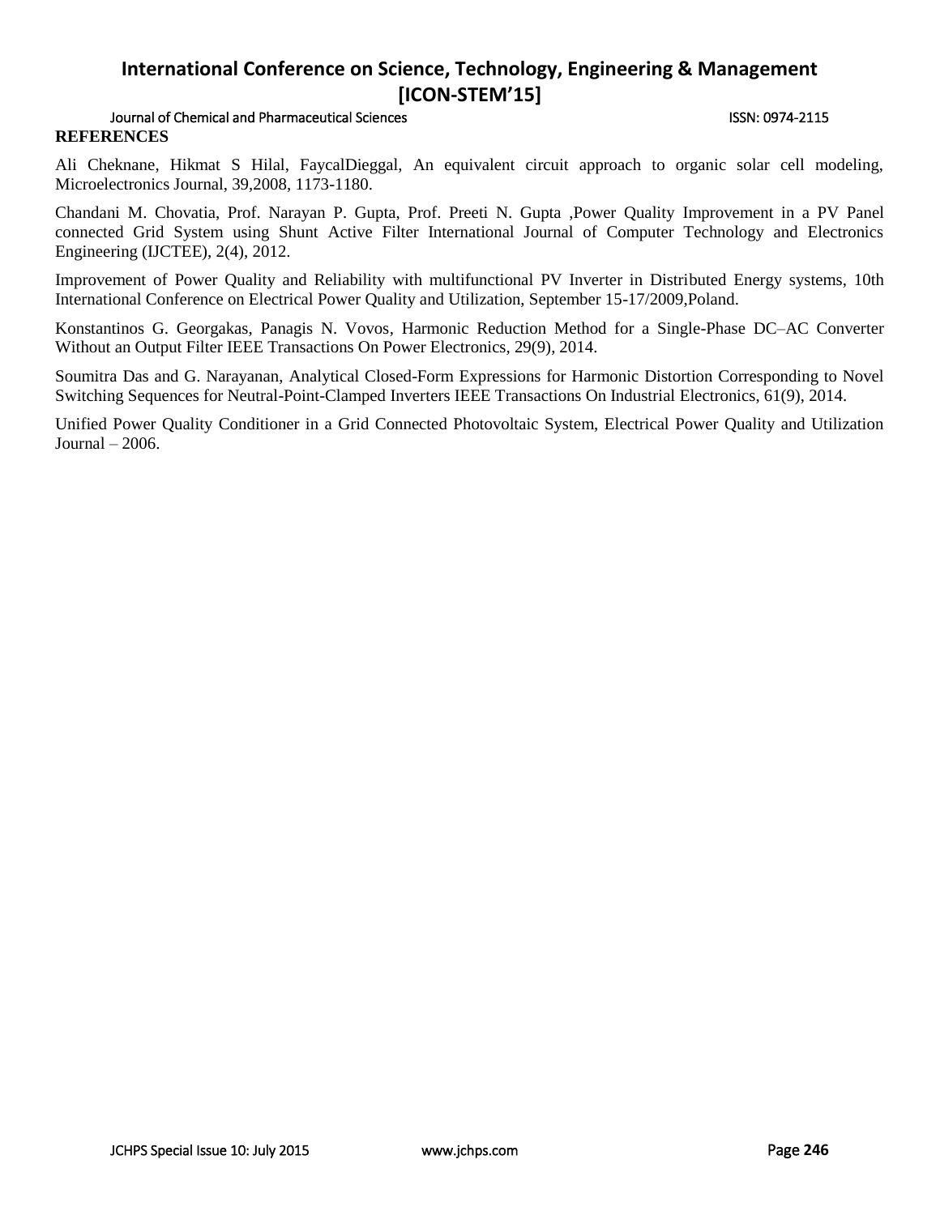## REFERENCES

Ali Cheknane, Hikmat S Hilal, FaycalDieggal, An equivalent circuit approach to organic solar cell modeling, Microelectronics Journal, 39,2008, 1173-1180.

Chandani M. Chovatia, Prof. Narayan P. Gupta, Prof. Preeti N. Gupta ,Power Quality Improvement in a PV Panel connected Grid System using Shunt Active Filter International Journal of Computer Technology and Electronics Engineering (IJCTEE), 2(4), 2012.

Improvement of Power Quality and Reliability with multifunctional PV Inverter in Distributed Energy systems, 10th International Conference on Electrical Power Quality and Utilization, September 15-17/2009,Poland.

Konstantinos G. Georgakas, Panagis N. Vovos, Harmonic Reduction Method for a Single-Phase DC–AC Converter Without an Output Filter IEEE Transactions On Power Electronics, 29(9), 2014.

Soumitra Das and G. Narayanan, Analytical Closed-Form Expressions for Harmonic Distortion Corresponding to Novel Switching Sequences for Neutral-Point-Clamped Inverters IEEE Transactions On Industrial Electronics, 61(9), 2014.

Unified Power Quality Conditioner in a Grid Connected Photovoltaic System, Electrical Power Quality and Utilization Journal – 2006.